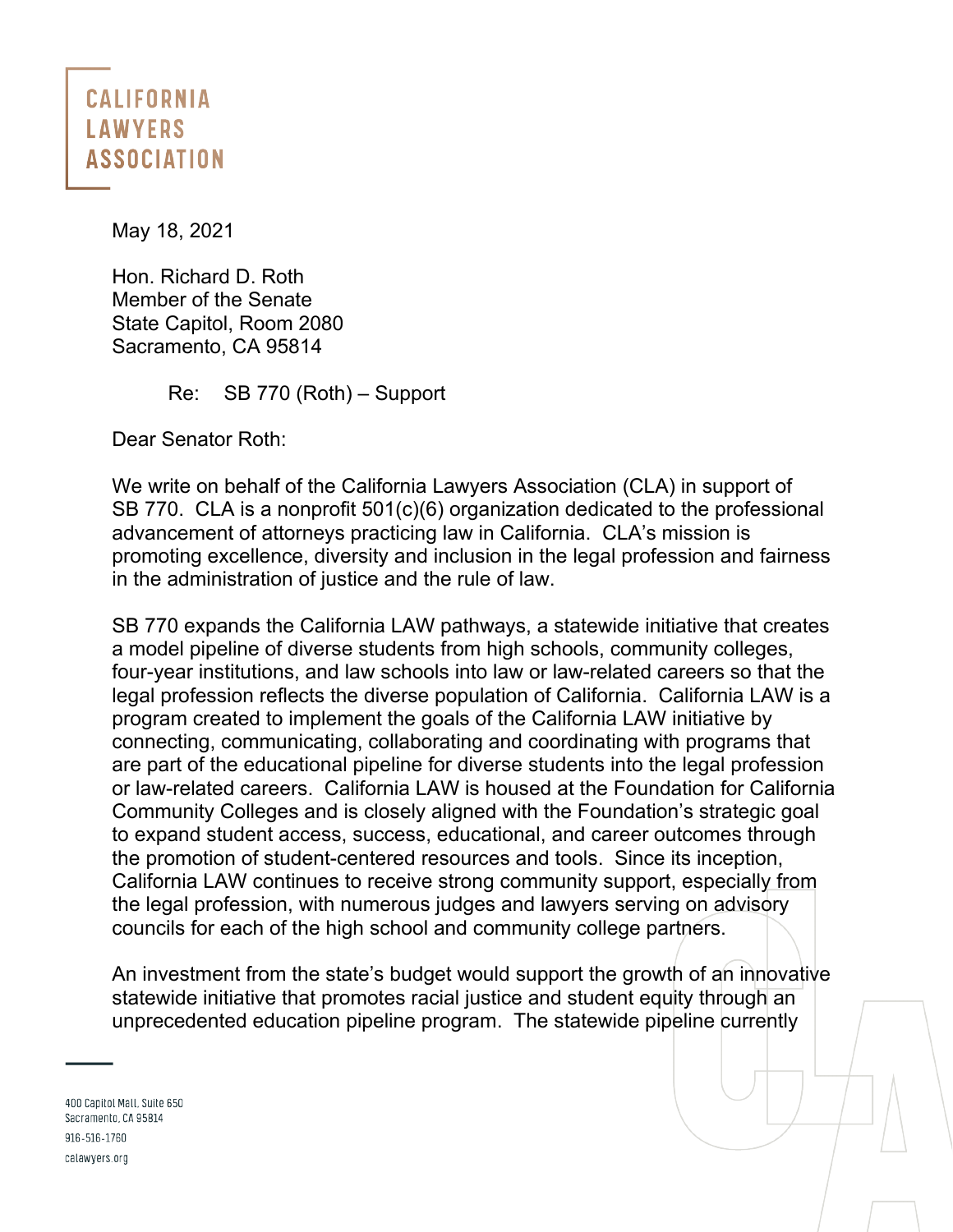CALIFORNIA LAWYERS ASSOCIATION

May 18, 2021

Hon. Richard D. Roth
Member of the Senate
State Capitol, Room 2080
Sacramento, CA 95814

Re: SB 770 (Roth) – Support

Dear Senator Roth:

We write on behalf of the California Lawyers Association (CLA) in support of SB 770. CLA is a nonprofit 501(c)(6) organization dedicated to the professional advancement of attorneys practicing law in California. CLA's mission is promoting excellence, diversity and inclusion in the legal profession and fairness in the administration of justice and the rule of law.

SB 770 expands the California LAW pathways, a statewide initiative that creates a model pipeline of diverse students from high schools, community colleges, four-year institutions, and law schools into law or law-related careers so that the legal profession reflects the diverse population of California. California LAW is a program created to implement the goals of the California LAW initiative by connecting, communicating, collaborating and coordinating with programs that are part of the educational pipeline for diverse students into the legal profession or law-related careers. California LAW is housed at the Foundation for California Community Colleges and is closely aligned with the Foundation's strategic goal to expand student access, success, educational, and career outcomes through the promotion of student-centered resources and tools. Since its inception, California LAW continues to receive strong community support, especially from the legal profession, with numerous judges and lawyers serving on advisory councils for each of the high school and community college partners.

An investment from the state's budget would support the growth of an innovative statewide initiative that promotes racial justice and student equity through an unprecedented education pipeline program. The statewide pipeline currently

400 Capitol Mall, Suite 650
Sacramento, CA 95814
916-516-1760
calawyers.org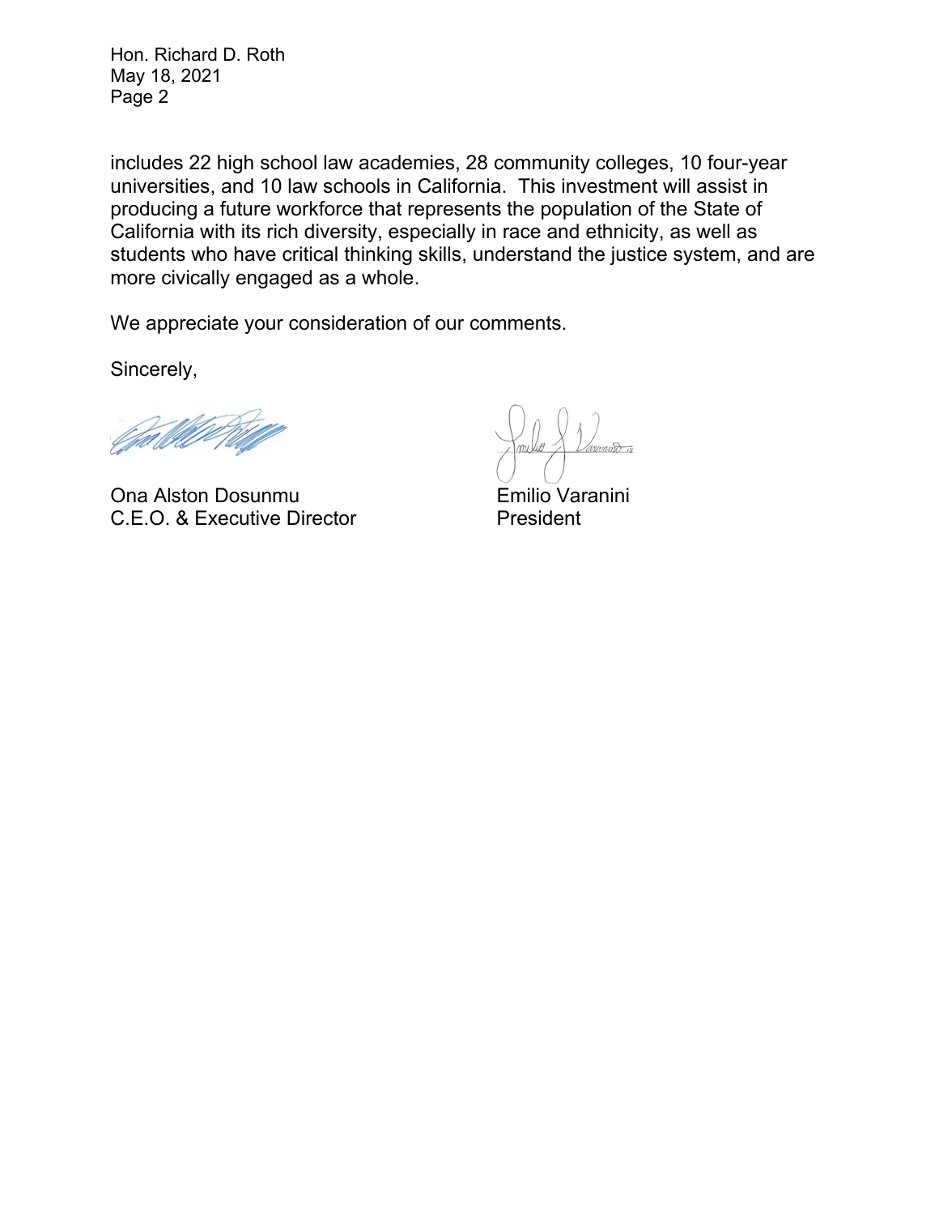includes 22 high school law academies, 28 community colleges, 10 four-year universities, and 10 law schools in California. This investment will assist in producing a future workforce that represents the population of the State of California with its rich diversity, especially in race and ethnicity, as well as students who have critical thinking skills, understand the justice system, and are more civically engaged as a whole.

We appreciate your consideration of our comments.

Sincerely,

Ona Alston Dosunmu
C.E.O. & Executive Director

Emilio Varanini
President